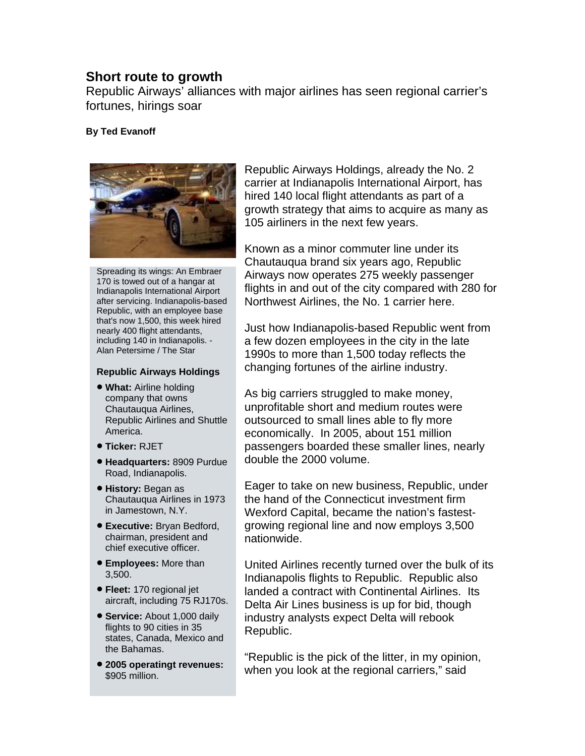# Short route to growth

Republic Airways' alliances with major airlines has seen regional carrier's fortunes, hirings soar

**By Ted Evanoff**

Spreading its wings: An Embraer 170 is towed out of a hangar at Indianapolis International Airport after servicing. Indianapolis-based Republic, with an employee base that's now 1,500, this week hired nearly 400 flight attendants, including 140 in Indianapolis. - Alan Petersime / The Star

**Republic Airways Holdings**

- **What:** Airline holding company that owns Chautauqua Airlines, Republic Airlines and Shuttle America.
- **Ticker:** RJET
- **Headquarters:** 8909 Purdue Road, Indianapolis.
- **History:** Began as Chautauqua Airlines in 1973 in Jamestown, N.Y.
- **Executive:** Bryan Bedford, chairman, president and chief executive officer.
- **Employees:** More than 3,500.
- **Fleet:** 170 regional jet aircraft, including 75 RJ170s.
- **Service:** About 1,000 daily flights to 90 cities in 35 states, Canada, Mexico and the Bahamas.
- **2005 operatingt revenues:** $905 million.

Republic Airways Holdings, already the No. 2 carrier at Indianapolis International Airport, has hired 140 local flight attendants as part of a growth strategy that aims to acquire as many as 105 airliners in the next few years.

Known as a minor commuter line under its Chautauqua brand six years ago, Republic Airways now operates 275 weekly passenger flights in and out of the city compared with 280 for Northwest Airlines, the No. 1 carrier here.

Just how Indianapolis-based Republic went from a few dozen employees in the city in the late 1990s to more than 1,500 today reflects the changing fortunes of the airline industry.

As big carriers struggled to make money, unprofitable short and medium routes were outsourced to small lines able to fly more economically. In 2005, about 151 million passengers boarded these smaller lines, nearly double the 2000 volume.

Eager to take on new business, Republic, under the hand of the Connecticut investment firm Wexford Capital, became the nation's fastest-growing regional line and now employs 3,500 nationwide.

United Airlines recently turned over the bulk of its Indianapolis flights to Republic. Republic also landed a contract with Continental Airlines. Its Delta Air Lines business is up for bid, though industry analysts expect Delta will rebook Republic.

"Republic is the pick of the litter, in my opinion, when you look at the regional carriers," said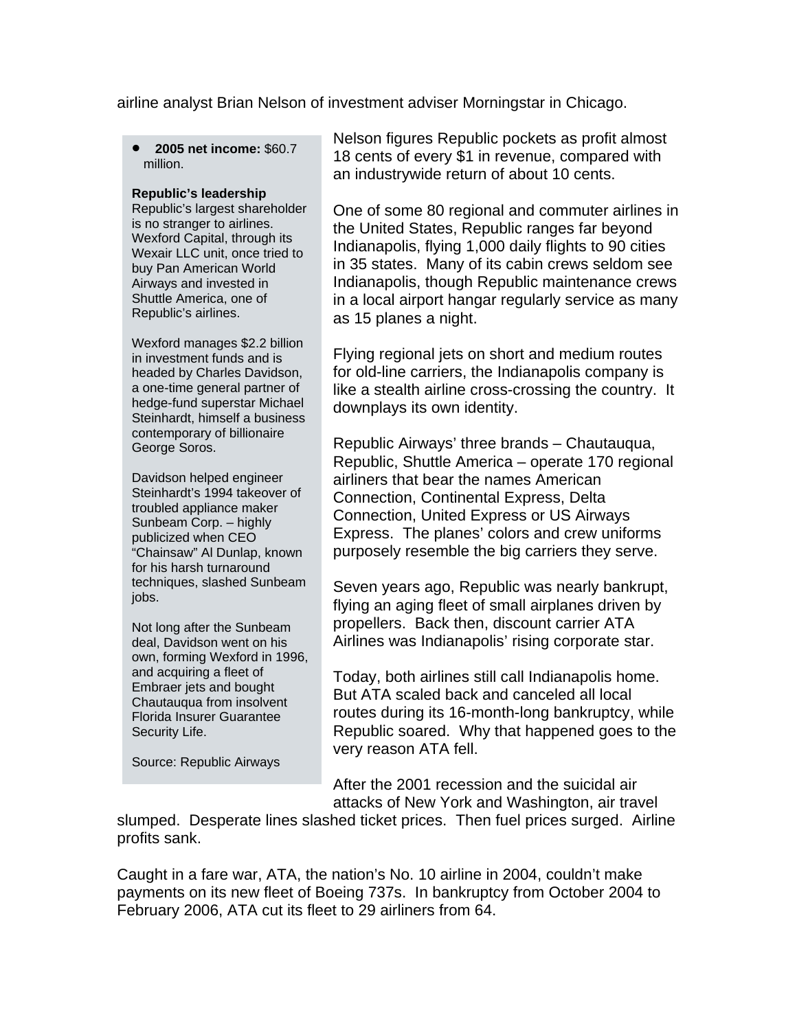airline analyst Brian Nelson of investment adviser Morningstar in Chicago.

- **2005 net income:** $60.7 million.

**Republic's leadership**
Republic's largest shareholder is no stranger to airlines. Wexford Capital, through its Wexair LLC unit, once tried to buy Pan American World Airways and invested in Shuttle America, one of Republic's airlines.

Wexford manages $2.2 billion in investment funds and is headed by Charles Davidson, a one-time general partner of hedge-fund superstar Michael Steinhardt, himself a business contemporary of billionaire George Soros.

Davidson helped engineer Steinhardt's 1994 takeover of troubled appliance maker Sunbeam Corp. – highly publicized when CEO "Chainsaw" Al Dunlap, known for his harsh turnaround techniques, slashed Sunbeam jobs.

Not long after the Sunbeam deal, Davidson went on his own, forming Wexford in 1996, and acquiring a fleet of Embraer jets and bought Chautauqua from insolvent Florida Insurer Guarantee Security Life.

Source: Republic Airways

Nelson figures Republic pockets as profit almost 18 cents of every $1 in revenue, compared with an industrywide return of about 10 cents.

One of some 80 regional and commuter airlines in the United States, Republic ranges far beyond Indianapolis, flying 1,000 daily flights to 90 cities in 35 states. Many of its cabin crews seldom see Indianapolis, though Republic maintenance crews in a local airport hangar regularly service as many as 15 planes a night.

Flying regional jets on short and medium routes for old-line carriers, the Indianapolis company is like a stealth airline cross-crossing the country. It downplays its own identity.

Republic Airways' three brands – Chautauqua, Republic, Shuttle America – operate 170 regional airliners that bear the names American Connection, Continental Express, Delta Connection, United Express or US Airways Express. The planes' colors and crew uniforms purposely resemble the big carriers they serve.

Seven years ago, Republic was nearly bankrupt, flying an aging fleet of small airplanes driven by propellers. Back then, discount carrier ATA Airlines was Indianapolis' rising corporate star.

Today, both airlines still call Indianapolis home. But ATA scaled back and canceled all local routes during its 16-month-long bankruptcy, while Republic soared. Why that happened goes to the very reason ATA fell.

After the 2001 recession and the suicidal air attacks of New York and Washington, air travel slumped. Desperate lines slashed ticket prices. Then fuel prices surged. Airline profits sank.

Caught in a fare war, ATA, the nation's No. 10 airline in 2004, couldn't make payments on its new fleet of Boeing 737s. In bankruptcy from October 2004 to February 2006, ATA cut its fleet to 29 airliners from 64.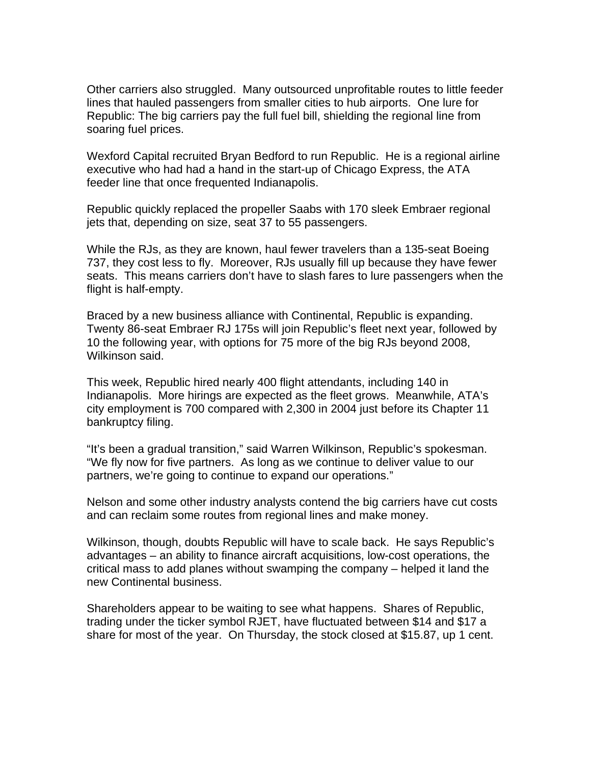Other carriers also struggled. Many outsourced unprofitable routes to little feeder lines that hauled passengers from smaller cities to hub airports. One lure for Republic: The big carriers pay the full fuel bill, shielding the regional line from soaring fuel prices.

Wexford Capital recruited Bryan Bedford to run Republic. He is a regional airline executive who had had a hand in the start-up of Chicago Express, the ATA feeder line that once frequented Indianapolis.

Republic quickly replaced the propeller Saabs with 170 sleek Embraer regional jets that, depending on size, seat 37 to 55 passengers.

While the RJs, as they are known, haul fewer travelers than a 135-seat Boeing 737, they cost less to fly. Moreover, RJs usually fill up because they have fewer seats. This means carriers don't have to slash fares to lure passengers when the flight is half-empty.

Braced by a new business alliance with Continental, Republic is expanding. Twenty 86-seat Embraer RJ 175s will join Republic's fleet next year, followed by 10 the following year, with options for 75 more of the big RJs beyond 2008, Wilkinson said.

This week, Republic hired nearly 400 flight attendants, including 140 in Indianapolis. More hirings are expected as the fleet grows. Meanwhile, ATA's city employment is 700 compared with 2,300 in 2004 just before its Chapter 11 bankruptcy filing.

"It's been a gradual transition," said Warren Wilkinson, Republic's spokesman. "We fly now for five partners. As long as we continue to deliver value to our partners, we're going to continue to expand our operations."

Nelson and some other industry analysts contend the big carriers have cut costs and can reclaim some routes from regional lines and make money.

Wilkinson, though, doubts Republic will have to scale back. He says Republic's advantages – an ability to finance aircraft acquisitions, low-cost operations, the critical mass to add planes without swamping the company – helped it land the new Continental business.

Shareholders appear to be waiting to see what happens. Shares of Republic, trading under the ticker symbol RJET, have fluctuated between $14 and $17 a share for most of the year. On Thursday, the stock closed at $15.87, up 1 cent.